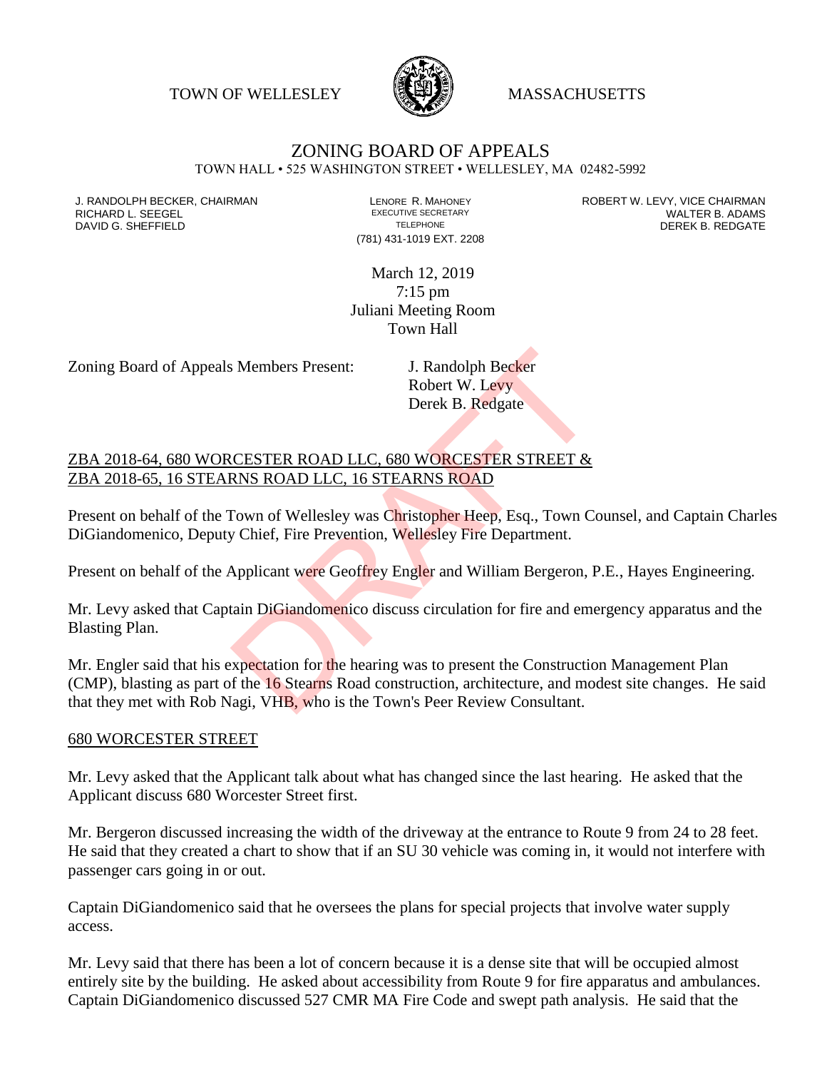TOWN OF WELLESLEY MASSACHUSETTS

# ZONING BOARD OF APPEALS

TOWN HALL • 525 WASHINGTON STREET • WELLESLEY, MA 02482-5992

J. RANDOLPH BECKER, CHAIRMAN
RICHARD L. SEEGEL
DAVID G. SHEFFIELD

LENORE R. MAHONEY
EXECUTIVE SECRETARY
TELEPHONE
(781) 431-1019 EXT. 2208

ROBERT W. LEVY, VICE CHAIRMAN
WALTER B. ADAMS
DEREK B. REDGATE

March 12, 2019
7:15 pm
Juliani Meeting Room
Town Hall

Zoning Board of Appeals Members Present: J. Randolph Becker
Robert W. Levy
Derek B. Redgate

ZBA 2018-64, 680 WORCESTER ROAD LLC, 680 WORCESTER STREET &
ZBA 2018-65, 16 STEARNS ROAD LLC, 16 STEARNS ROAD

Present on behalf of the Town of Wellesley was Christopher Heep, Esq., Town Counsel, and Captain Charles DiGiandomenico, Deputy Chief, Fire Prevention, Wellesley Fire Department.

Present on behalf of the Applicant were Geoffrey Engler and William Bergeron, P.E., Hayes Engineering.

Mr. Levy asked that Captain DiGiandomenico discuss circulation for fire and emergency apparatus and the Blasting Plan.

Mr. Engler said that his expectation for the hearing was to present the Construction Management Plan (CMP), blasting as part of the 16 Stearns Road construction, architecture, and modest site changes. He said that they met with Rob Nagi, VHB, who is the Town's Peer Review Consultant.

680 WORCESTER STREET

Mr. Levy asked that the Applicant talk about what has changed since the last hearing. He asked that the Applicant discuss 680 Worcester Street first.

Mr. Bergeron discussed increasing the width of the driveway at the entrance to Route 9 from 24 to 28 feet. He said that they created a chart to show that if an SU 30 vehicle was coming in, it would not interfere with passenger cars going in or out.

Captain DiGiandomenico said that he oversees the plans for special projects that involve water supply access.

Mr. Levy said that there has been a lot of concern because it is a dense site that will be occupied almost entirely site by the building. He asked about accessibility from Route 9 for fire apparatus and ambulances. Captain DiGiandomenico discussed 527 CMR MA Fire Code and swept path analysis. He said that the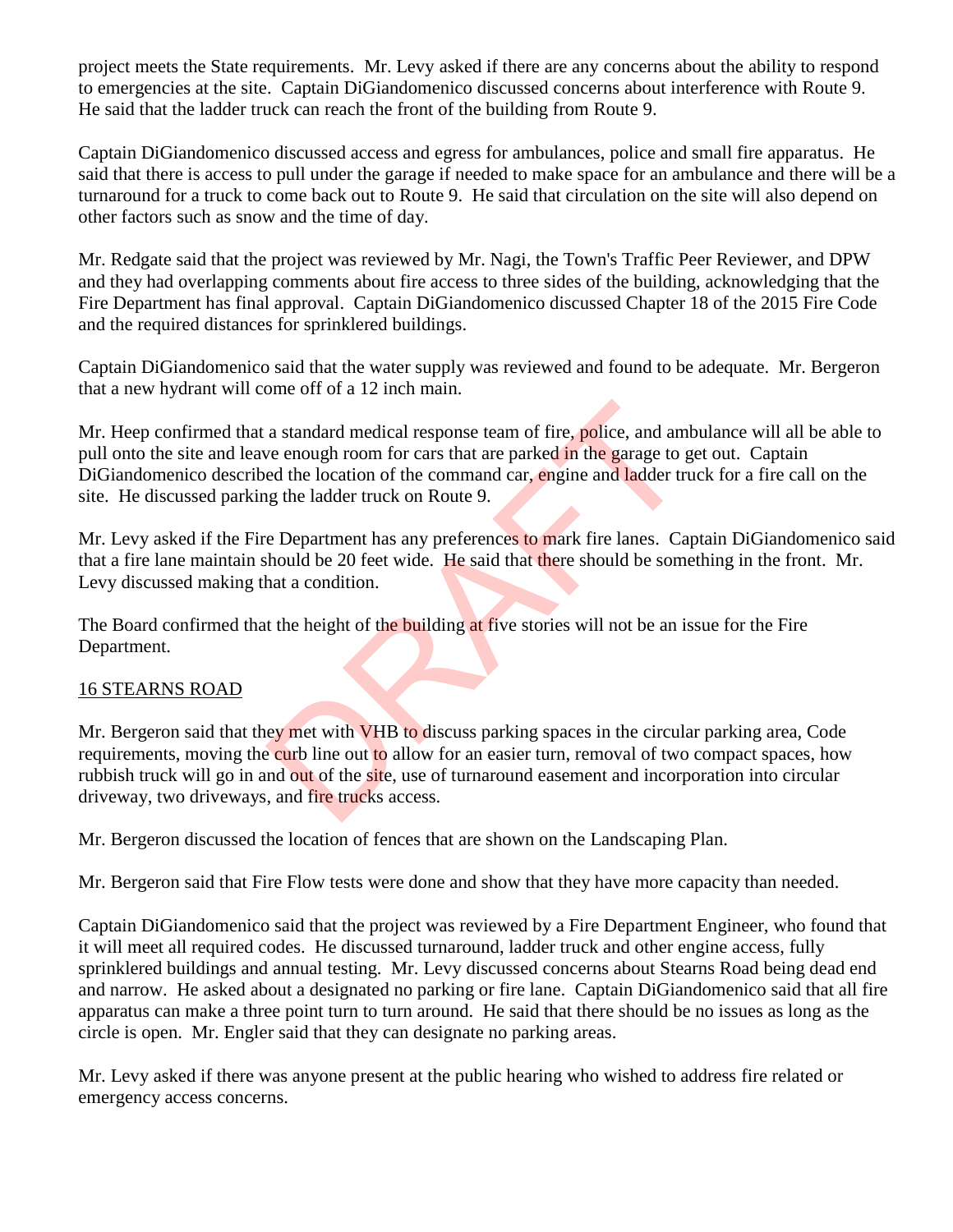project meets the State requirements. Mr. Levy asked if there are any concerns about the ability to respond to emergencies at the site. Captain DiGiandomenico discussed concerns about interference with Route 9. He said that the ladder truck can reach the front of the building from Route 9.

Captain DiGiandomenico discussed access and egress for ambulances, police and small fire apparatus. He said that there is access to pull under the garage if needed to make space for an ambulance and there will be a turnaround for a truck to come back out to Route 9. He said that circulation on the site will also depend on other factors such as snow and the time of day.

Mr. Redgate said that the project was reviewed by Mr. Nagi, the Town's Traffic Peer Reviewer, and DPW and they had overlapping comments about fire access to three sides of the building, acknowledging that the Fire Department has final approval. Captain DiGiandomenico discussed Chapter 18 of the 2015 Fire Code and the required distances for sprinklered buildings.

Captain DiGiandomenico said that the water supply was reviewed and found to be adequate. Mr. Bergeron that a new hydrant will come off of a 12 inch main.

Mr. Heep confirmed that a standard medical response team of fire, police, and ambulance will all be able to pull onto the site and leave enough room for cars that are parked in the garage to get out. Captain DiGiandomenico described the location of the command car, engine and ladder truck for a fire call on the site. He discussed parking the ladder truck on Route 9.

Mr. Levy asked if the Fire Department has any preferences to mark fire lanes. Captain DiGiandomenico said that a fire lane maintain should be 20 feet wide. He said that there should be something in the front. Mr. Levy discussed making that a condition.

The Board confirmed that the height of the building at five stories will not be an issue for the Fire Department.

16 STEARNS ROAD

Mr. Bergeron said that they met with VHB to discuss parking spaces in the circular parking area, Code requirements, moving the curb line out to allow for an easier turn, removal of two compact spaces, how rubbish truck will go in and out of the site, use of turnaround easement and incorporation into circular driveway, two driveways, and fire trucks access.

Mr. Bergeron discussed the location of fences that are shown on the Landscaping Plan.

Mr. Bergeron said that Fire Flow tests were done and show that they have more capacity than needed.

Captain DiGiandomenico said that the project was reviewed by a Fire Department Engineer, who found that it will meet all required codes. He discussed turnaround, ladder truck and other engine access, fully sprinklered buildings and annual testing. Mr. Levy discussed concerns about Stearns Road being dead end and narrow. He asked about a designated no parking or fire lane. Captain DiGiandomenico said that all fire apparatus can make a three point turn to turn around. He said that there should be no issues as long as the circle is open. Mr. Engler said that they can designate no parking areas.

Mr. Levy asked if there was anyone present at the public hearing who wished to address fire related or emergency access concerns.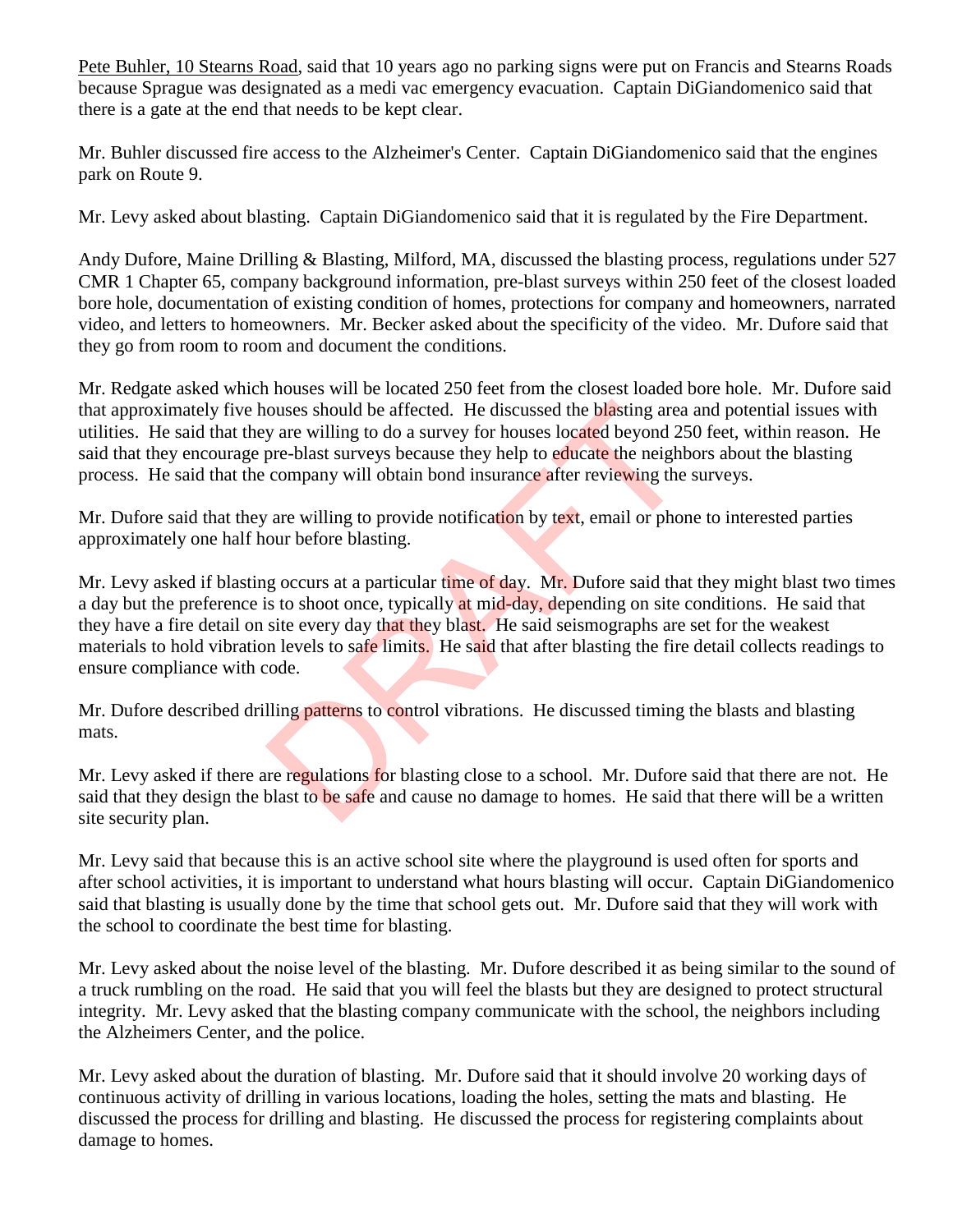Pete Buhler, 10 Stearns Road, said that 10 years ago no parking signs were put on Francis and Stearns Roads because Sprague was designated as a medi vac emergency evacuation. Captain DiGiandomenico said that there is a gate at the end that needs to be kept clear.

Mr. Buhler discussed fire access to the Alzheimer's Center. Captain DiGiandomenico said that the engines park on Route 9.

Mr. Levy asked about blasting. Captain DiGiandomenico said that it is regulated by the Fire Department.

Andy Dufore, Maine Drilling & Blasting, Milford, MA, discussed the blasting process, regulations under 527 CMR 1 Chapter 65, company background information, pre-blast surveys within 250 feet of the closest loaded bore hole, documentation of existing condition of homes, protections for company and homeowners, narrated video, and letters to homeowners. Mr. Becker asked about the specificity of the video. Mr. Dufore said that they go from room to room and document the conditions.

Mr. Redgate asked which houses will be located 250 feet from the closest loaded bore hole. Mr. Dufore said that approximately five houses should be affected. He discussed the blasting area and potential issues with utilities. He said that they are willing to do a survey for houses located beyond 250 feet, within reason. He said that they encourage pre-blast surveys because they help to educate the neighbors about the blasting process. He said that the company will obtain bond insurance after reviewing the surveys.

Mr. Dufore said that they are willing to provide notification by text, email or phone to interested parties approximately one half hour before blasting.

Mr. Levy asked if blasting occurs at a particular time of day. Mr. Dufore said that they might blast two times a day but the preference is to shoot once, typically at mid-day, depending on site conditions. He said that they have a fire detail on site every day that they blast. He said seismographs are set for the weakest materials to hold vibration levels to safe limits. He said that after blasting the fire detail collects readings to ensure compliance with code.

Mr. Dufore described drilling patterns to control vibrations. He discussed timing the blasts and blasting mats.

Mr. Levy asked if there are regulations for blasting close to a school. Mr. Dufore said that there are not. He said that they design the blast to be safe and cause no damage to homes. He said that there will be a written site security plan.

Mr. Levy said that because this is an active school site where the playground is used often for sports and after school activities, it is important to understand what hours blasting will occur. Captain DiGiandomenico said that blasting is usually done by the time that school gets out. Mr. Dufore said that they will work with the school to coordinate the best time for blasting.

Mr. Levy asked about the noise level of the blasting. Mr. Dufore described it as being similar to the sound of a truck rumbling on the road. He said that you will feel the blasts but they are designed to protect structural integrity. Mr. Levy asked that the blasting company communicate with the school, the neighbors including the Alzheimers Center, and the police.

Mr. Levy asked about the duration of blasting. Mr. Dufore said that it should involve 20 working days of continuous activity of drilling in various locations, loading the holes, setting the mats and blasting. He discussed the process for drilling and blasting. He discussed the process for registering complaints about damage to homes.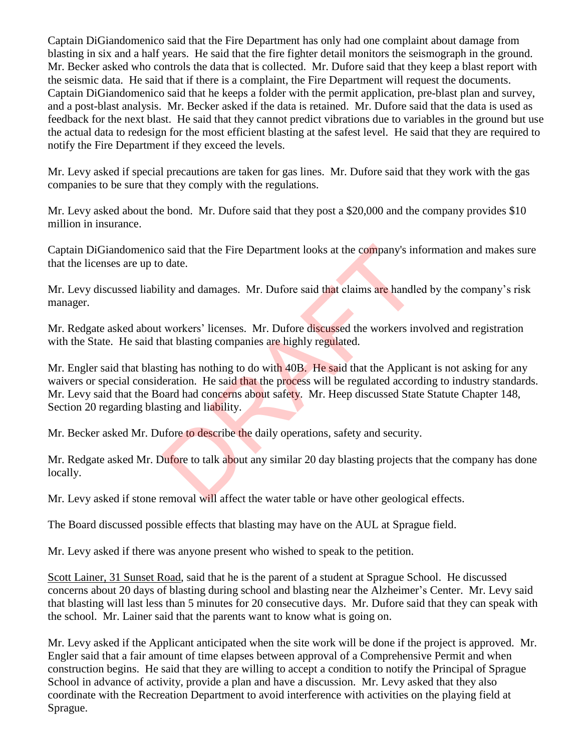Captain DiGiandomenico said that the Fire Department has only had one complaint about damage from blasting in six and a half years. He said that the fire fighter detail monitors the seismograph in the ground. Mr. Becker asked who controls the data that is collected. Mr. Dufore said that they keep a blast report with the seismic data. He said that if there is a complaint, the Fire Department will request the documents. Captain DiGiandomenico said that he keeps a folder with the permit application, pre-blast plan and survey, and a post-blast analysis. Mr. Becker asked if the data is retained. Mr. Dufore said that the data is used as feedback for the next blast. He said that they cannot predict vibrations due to variables in the ground but use the actual data to redesign for the most efficient blasting at the safest level. He said that they are required to notify the Fire Department if they exceed the levels.

Mr. Levy asked if special precautions are taken for gas lines. Mr. Dufore said that they work with the gas companies to be sure that they comply with the regulations.

Mr. Levy asked about the bond. Mr. Dufore said that they post a $20,000 and the company provides $10 million in insurance.

Captain DiGiandomenico said that the Fire Department looks at the company's information and makes sure that the licenses are up to date.

Mr. Levy discussed liability and damages. Mr. Dufore said that claims are handled by the company's risk manager.

Mr. Redgate asked about workers' licenses. Mr. Dufore discussed the workers involved and registration with the State. He said that blasting companies are highly regulated.

Mr. Engler said that blasting has nothing to do with 40B. He said that the Applicant is not asking for any waivers or special consideration. He said that the process will be regulated according to industry standards. Mr. Levy said that the Board had concerns about safety. Mr. Heep discussed State Statute Chapter 148, Section 20 regarding blasting and liability.

Mr. Becker asked Mr. Dufore to describe the daily operations, safety and security.

Mr. Redgate asked Mr. Dufore to talk about any similar 20 day blasting projects that the company has done locally.

Mr. Levy asked if stone removal will affect the water table or have other geological effects.

The Board discussed possible effects that blasting may have on the AUL at Sprague field.

Mr. Levy asked if there was anyone present who wished to speak to the petition.

Scott Lainer, 31 Sunset Road, said that he is the parent of a student at Sprague School. He discussed concerns about 20 days of blasting during school and blasting near the Alzheimer's Center. Mr. Levy said that blasting will last less than 5 minutes for 20 consecutive days. Mr. Dufore said that they can speak with the school. Mr. Lainer said that the parents want to know what is going on.

Mr. Levy asked if the Applicant anticipated when the site work will be done if the project is approved. Mr. Engler said that a fair amount of time elapses between approval of a Comprehensive Permit and when construction begins. He said that they are willing to accept a condition to notify the Principal of Sprague School in advance of activity, provide a plan and have a discussion. Mr. Levy asked that they also coordinate with the Recreation Department to avoid interference with activities on the playing field at Sprague.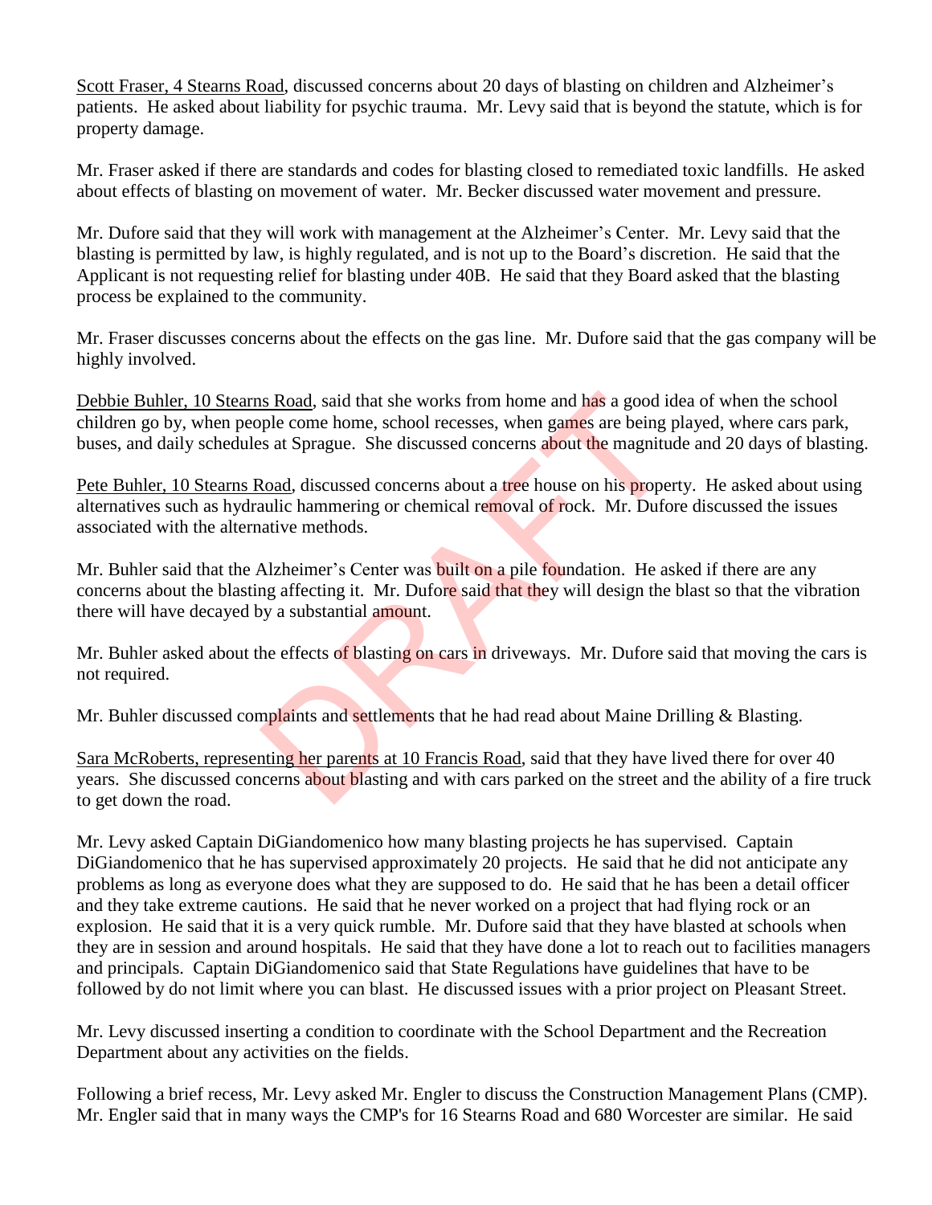Scott Fraser, 4 Stearns Road, discussed concerns about 20 days of blasting on children and Alzheimer's patients. He asked about liability for psychic trauma. Mr. Levy said that is beyond the statute, which is for property damage.

Mr. Fraser asked if there are standards and codes for blasting closed to remediated toxic landfills. He asked about effects of blasting on movement of water. Mr. Becker discussed water movement and pressure.

Mr. Dufore said that they will work with management at the Alzheimer's Center. Mr. Levy said that the blasting is permitted by law, is highly regulated, and is not up to the Board's discretion. He said that the Applicant is not requesting relief for blasting under 40B. He said that they Board asked that the blasting process be explained to the community.

Mr. Fraser discusses concerns about the effects on the gas line. Mr. Dufore said that the gas company will be highly involved.

Debbie Buhler, 10 Stearns Road, said that she works from home and has a good idea of when the school children go by, when people come home, school recesses, when games are being played, where cars park, buses, and daily schedules at Sprague. She discussed concerns about the magnitude and 20 days of blasting.

Pete Buhler, 10 Stearns Road, discussed concerns about a tree house on his property. He asked about using alternatives such as hydraulic hammering or chemical removal of rock. Mr. Dufore discussed the issues associated with the alternative methods.

Mr. Buhler said that the Alzheimer's Center was built on a pile foundation. He asked if there are any concerns about the blasting affecting it. Mr. Dufore said that they will design the blast so that the vibration there will have decayed by a substantial amount.

Mr. Buhler asked about the effects of blasting on cars in driveways. Mr. Dufore said that moving the cars is not required.

Mr. Buhler discussed complaints and settlements that he had read about Maine Drilling & Blasting.

Sara McRoberts, representing her parents at 10 Francis Road, said that they have lived there for over 40 years. She discussed concerns about blasting and with cars parked on the street and the ability of a fire truck to get down the road.

Mr. Levy asked Captain DiGiandomenico how many blasting projects he has supervised. Captain DiGiandomenico that he has supervised approximately 20 projects. He said that he did not anticipate any problems as long as everyone does what they are supposed to do. He said that he has been a detail officer and they take extreme cautions. He said that he never worked on a project that had flying rock or an explosion. He said that it is a very quick rumble. Mr. Dufore said that they have blasted at schools when they are in session and around hospitals. He said that they have done a lot to reach out to facilities managers and principals. Captain DiGiandomenico said that State Regulations have guidelines that have to be followed by do not limit where you can blast. He discussed issues with a prior project on Pleasant Street.

Mr. Levy discussed inserting a condition to coordinate with the School Department and the Recreation Department about any activities on the fields.

Following a brief recess, Mr. Levy asked Mr. Engler to discuss the Construction Management Plans (CMP). Mr. Engler said that in many ways the CMP's for 16 Stearns Road and 680 Worcester are similar. He said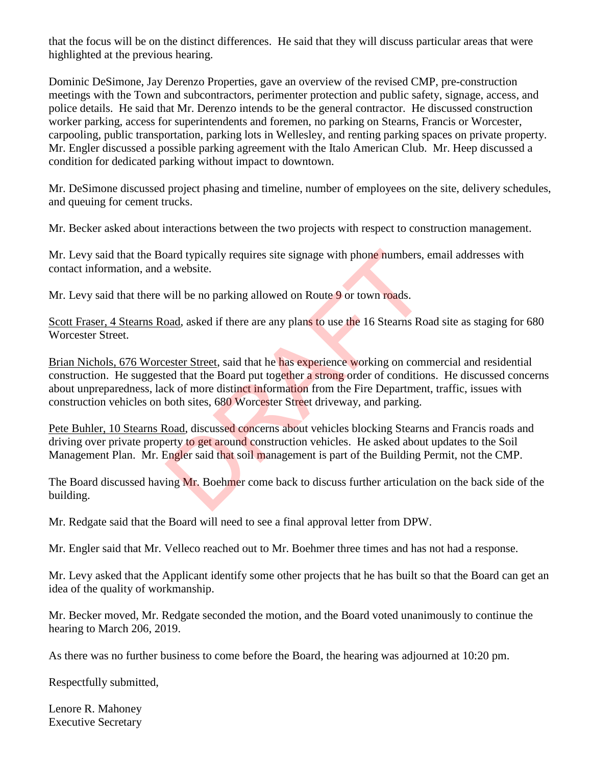that the focus will be on the distinct differences. He said that they will discuss particular areas that were highlighted at the previous hearing.

Dominic DeSimone, Jay Derenzo Properties, gave an overview of the revised CMP, pre-construction meetings with the Town and subcontractors, perimenter protection and public safety, signage, access, and police details. He said that Mr. Derenzo intends to be the general contractor. He discussed construction worker parking, access for superintendents and foremen, no parking on Stearns, Francis or Worcester, carpooling, public transportation, parking lots in Wellesley, and renting parking spaces on private property. Mr. Engler discussed a possible parking agreement with the Italo American Club. Mr. Heep discussed a condition for dedicated parking without impact to downtown.

Mr. DeSimone discussed project phasing and timeline, number of employees on the site, delivery schedules, and queuing for cement trucks.

Mr. Becker asked about interactions between the two projects with respect to construction management.

Mr. Levy said that the Board typically requires site signage with phone numbers, email addresses with contact information, and a website.

Mr. Levy said that there will be no parking allowed on Route 9 or town roads.

<u>Scott Fraser, 4 Stearns Road</u>, asked if there are any plans to use the 16 Stearns Road site as staging for 680 Worcester Street.

<u>Brian Nichols, 676 Worcester Street</u>, said that he has experience working on commercial and residential construction. He suggested that the Board put together a strong order of conditions. He discussed concerns about unpreparedness, lack of more distinct information from the Fire Department, traffic, issues with construction vehicles on both sites, 680 Worcester Street driveway, and parking.

<u>Pete Buhler, 10 Stearns Road</u>, discussed concerns about vehicles blocking Stearns and Francis roads and driving over private property to get around construction vehicles. He asked about updates to the Soil Management Plan. Mr. Engler said that soil management is part of the Building Permit, not the CMP.

The Board discussed having Mr. Boehmer come back to discuss further articulation on the back side of the building.

Mr. Redgate said that the Board will need to see a final approval letter from DPW.

Mr. Engler said that Mr. Velleco reached out to Mr. Boehmer three times and has not had a response.

Mr. Levy asked that the Applicant identify some other projects that he has built so that the Board can get an idea of the quality of workmanship.

Mr. Becker moved, Mr. Redgate seconded the motion, and the Board voted unanimously to continue the hearing to March 206, 2019.

As there was no further business to come before the Board, the hearing was adjourned at 10:20 pm.

Respectfully submitted,

Lenore R. Mahoney
Executive Secretary